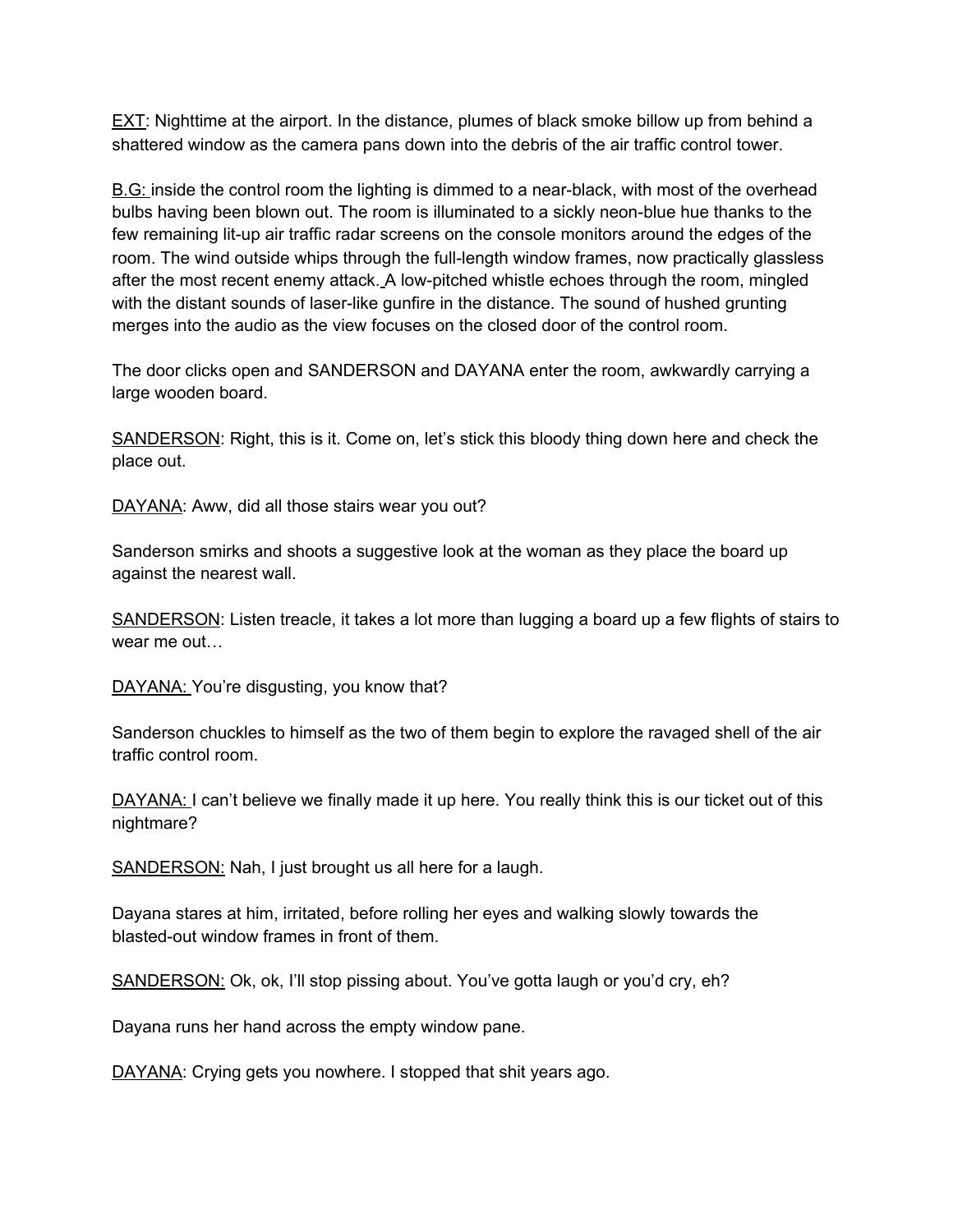EXT: Nighttime at the airport. In the distance, plumes of black smoke billow up from behind a shattered window as the camera pans down into the debris of the air traffic control tower.

B.G: inside the control room the lighting is dimmed to a near-black, with most of the overhead bulbs having been blown out. The room is illuminated to a sickly neon-blue hue thanks to the few remaining lit-up air traffic radar screens on the console monitors around the edges of the room. The wind outside whips through the full-length window frames, now practically glassless after the most recent enemy attack. A low-pitched whistle echoes through the room, mingled with the distant sounds of laser-like gunfire in the distance. The sound of hushed grunting merges into the audio as the view focuses on the closed door of the control room.

The door clicks open and SANDERSON and DAYANA enter the room, awkwardly carrying a large wooden board.

SANDERSON: Right, this is it. Come on, let's stick this bloody thing down here and check the place out.

DAYANA: Aww, did all those stairs wear you out?

Sanderson smirks and shoots a suggestive look at the woman as they place the board up against the nearest wall.

SANDERSON: Listen treacle, it takes a lot more than lugging a board up a few flights of stairs to wear me out…

DAYANA: You're disgusting, you know that?

Sanderson chuckles to himself as the two of them begin to explore the ravaged shell of the air traffic control room.

DAYANA: I can't believe we finally made it up here. You really think this is our ticket out of this nightmare?

SANDERSON: Nah, I just brought us all here for a laugh.

Dayana stares at him, irritated, before rolling her eyes and walking slowly towards the blasted-out window frames in front of them.

SANDERSON: Ok, ok, I'll stop pissing about. You've gotta laugh or you'd cry, eh?

Dayana runs her hand across the empty window pane.

DAYANA: Crying gets you nowhere. I stopped that shit years ago.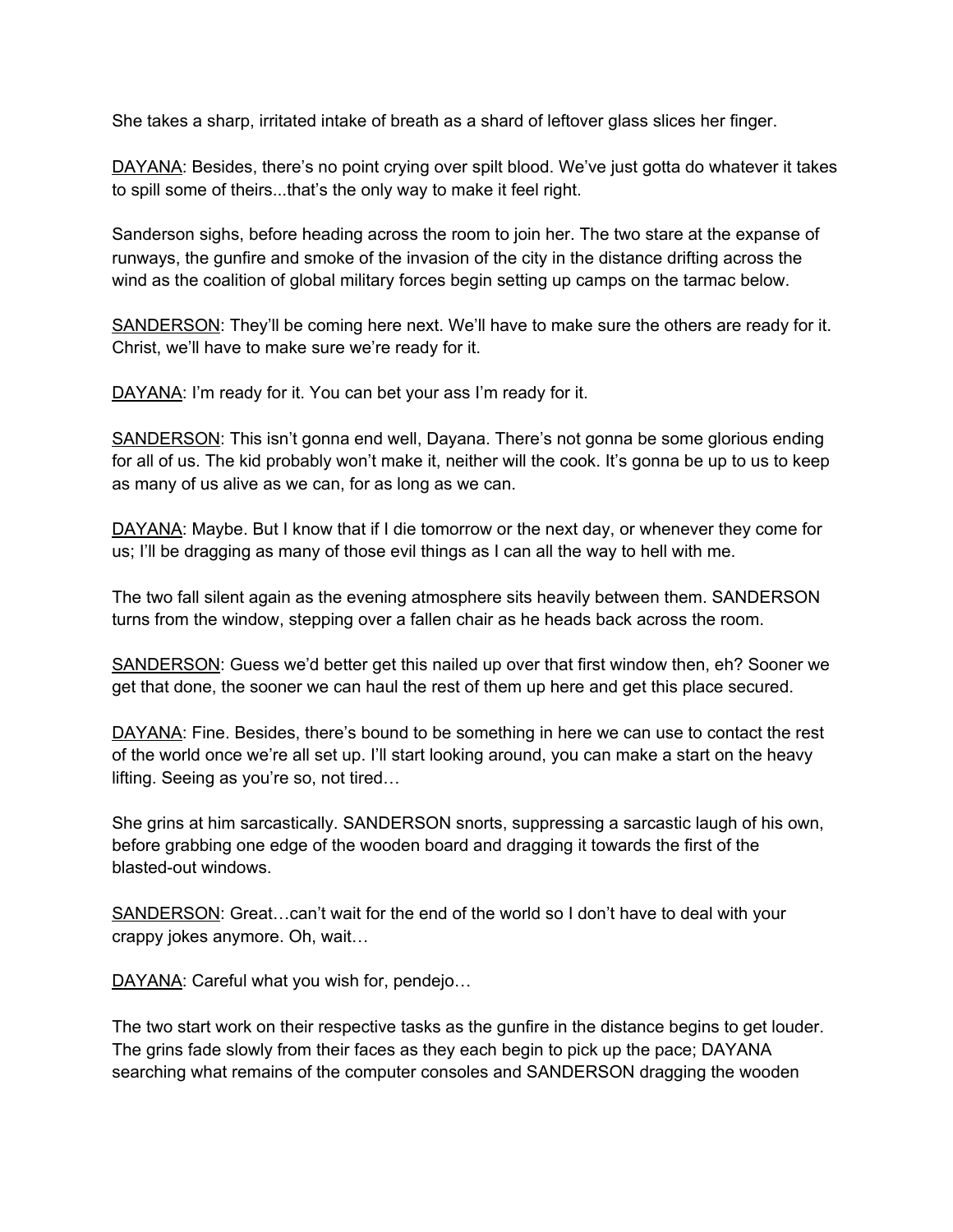She takes a sharp, irritated intake of breath as a shard of leftover glass slices her finger.

<u>DAYANA</u>: Besides, there's no point crying over spilt blood. We've just gotta do whatever it takes to spill some of theirs...that's the only way to make it feel right.

Sanderson sighs, before heading across the room to join her. The two stare at the expanse of runways, the gunfire and smoke of the invasion of the city in the distance drifting across the wind as the coalition of global military forces begin setting up camps on the tarmac below.

<u>SANDERSON</u>: They'll be coming here next. We'll have to make sure the others are ready for it. Christ, we'll have to make sure we're ready for it.

<u>DAYANA</u>: I'm ready for it. You can bet your ass I'm ready for it.

<u>SANDERSON</u>: This isn't gonna end well, Dayana. There's not gonna be some glorious ending for all of us. The kid probably won't make it, neither will the cook. It's gonna be up to us to keep as many of us alive as we can, for as long as we can.

<u>DAYANA</u>: Maybe. But I know that if I die tomorrow or the next day, or whenever they come for us; I'll be dragging as many of those evil things as I can all the way to hell with me.

The two fall silent again as the evening atmosphere sits heavily between them. SANDERSON turns from the window, stepping over a fallen chair as he heads back across the room.

<u>SANDERSON</u>: Guess we'd better get this nailed up over that first window then, eh? Sooner we get that done, the sooner we can haul the rest of them up here and get this place secured.

<u>DAYANA</u>: Fine. Besides, there's bound to be something in here we can use to contact the rest of the world once we're all set up. I'll start looking around, you can make a start on the heavy lifting. Seeing as you're so, not tired…

She grins at him sarcastically. SANDERSON snorts, suppressing a sarcastic laugh of his own, before grabbing one edge of the wooden board and dragging it towards the first of the blasted-out windows.

<u>SANDERSON</u>: Great…can't wait for the end of the world so I don't have to deal with your crappy jokes anymore. Oh, wait…

<u>DAYANA</u>: Careful what you wish for, pendejo…

The two start work on their respective tasks as the gunfire in the distance begins to get louder. The grins fade slowly from their faces as they each begin to pick up the pace; DAYANA searching what remains of the computer consoles and SANDERSON dragging the wooden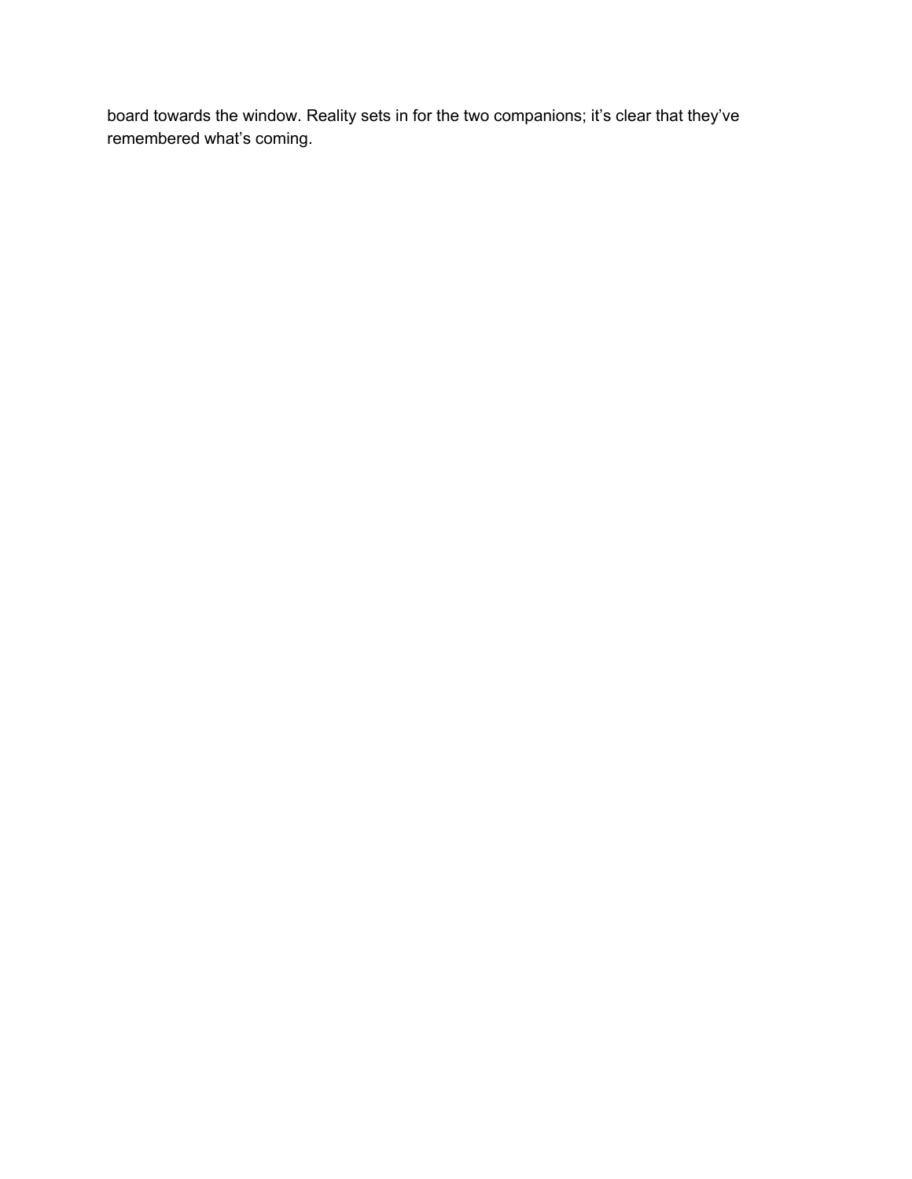board towards the window. Reality sets in for the two companions; it's clear that they've remembered what's coming.